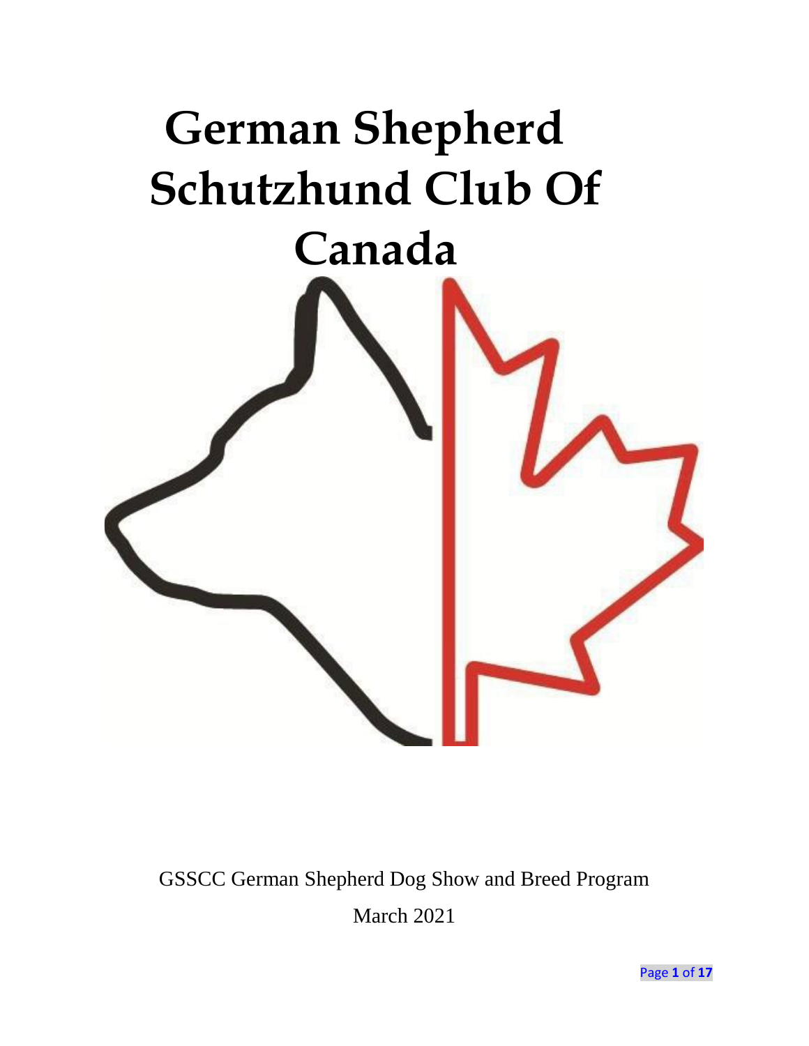# German Shepherd Schutzhund Club Of Canada

GSSCC German Shepherd Dog Show and Breed Program

March 2021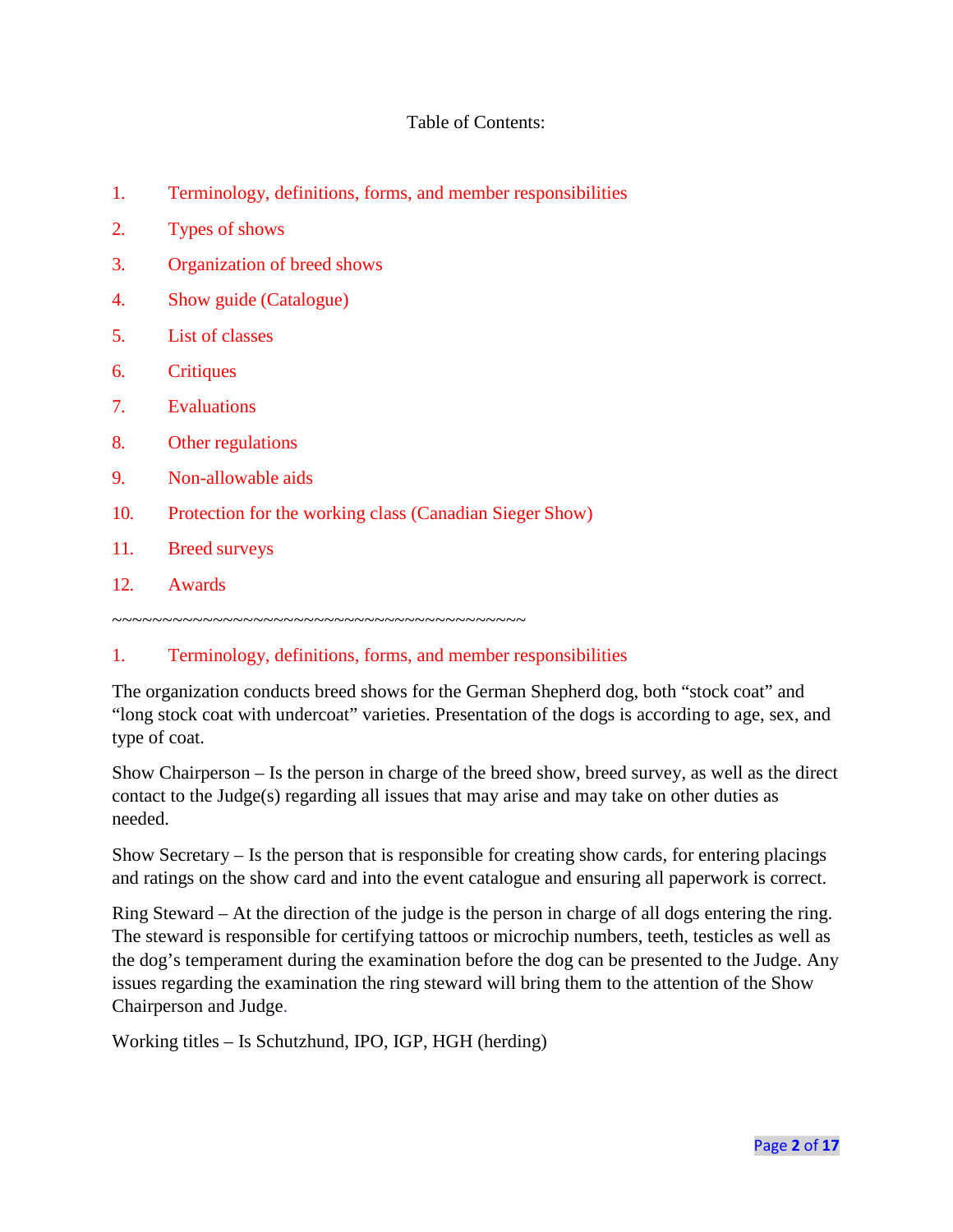Table of Contents:

1. Terminology, definitions, forms, and member responsibilities
2. Types of shows
3. Organization of breed shows
4. Show guide (Catalogue)
5. List of classes
6. Critiques
7. Evaluations
8. Other regulations
9. Non-allowable aids
10. Protection for the working class (Canadian Sieger Show)
11. Breed surveys
12. Awards

~~~~~~~~~~~~~~~~~~~~~~~~~~~~~~~~~~~~~~~~~~~

## 1. Terminology, definitions, forms, and member responsibilities

The organization conducts breed shows for the German Shepherd dog, both "stock coat" and "long stock coat with undercoat" varieties. Presentation of the dogs is according to age, sex, and type of coat.

Show Chairperson – Is the person in charge of the breed show, breed survey, as well as the direct contact to the Judge(s) regarding all issues that may arise and may take on other duties as needed.

Show Secretary – Is the person that is responsible for creating show cards, for entering placings and ratings on the show card and into the event catalogue and ensuring all paperwork is correct.

Ring Steward – At the direction of the judge is the person in charge of all dogs entering the ring. The steward is responsible for certifying tattoos or microchip numbers, teeth, testicles as well as the dog's temperament during the examination before the dog can be presented to the Judge. Any issues regarding the examination the ring steward will bring them to the attention of the Show Chairperson and Judge.

Working titles – Is Schutzhund, IPO, IGP, HGH (herding)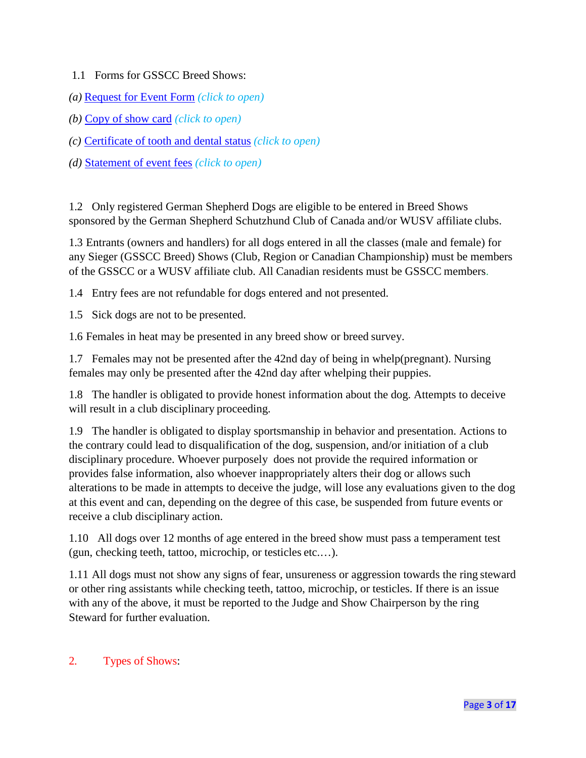1.1 Forms for GSSCC Breed Shows:

*(a)* Request for Event Form *(click to open)*

*(b)* Copy of show card *(click to open)*

*(c)* Certificate of tooth and dental status *(click to open)*

*(d)* Statement of event fees *(click to open)*

1.2 Only registered German Shepherd Dogs are eligible to be entered in Breed Shows sponsored by the German Shepherd Schutzhund Club of Canada and/or WUSV affiliate clubs.

1.3 Entrants (owners and handlers) for all dogs entered in all the classes (male and female) for any Sieger (GSSCC Breed) Shows (Club, Region or Canadian Championship) must be members of the GSSCC or a WUSV affiliate club. All Canadian residents must be GSSCC members.

1.4 Entry fees are not refundable for dogs entered and not presented.

1.5 Sick dogs are not to be presented.

1.6 Females in heat may be presented in any breed show or breed survey.

1.7 Females may not be presented after the 42nd day of being in whelp(pregnant). Nursing females may only be presented after the 42nd day after whelping their puppies.

1.8 The handler is obligated to provide honest information about the dog. Attempts to deceive will result in a club disciplinary proceeding.

1.9 The handler is obligated to display sportsmanship in behavior and presentation. Actions to the contrary could lead to disqualification of the dog, suspension, and/or initiation of a club disciplinary procedure. Whoever purposely does not provide the required information or provides false information, also whoever inappropriately alters their dog or allows such alterations to be made in attempts to deceive the judge, will lose any evaluations given to the dog at this event and can, depending on the degree of this case, be suspended from future events or receive a club disciplinary action.

1.10 All dogs over 12 months of age entered in the breed show must pass a temperament test (gun, checking teeth, tattoo, microchip, or testicles etc.…).

1.11 All dogs must not show any signs of fear, unsureness or aggression towards the ring steward or other ring assistants while checking teeth, tattoo, microchip, or testicles. If there is an issue with any of the above, it must be reported to the Judge and Show Chairperson by the ring Steward for further evaluation.

## 2. Types of Shows: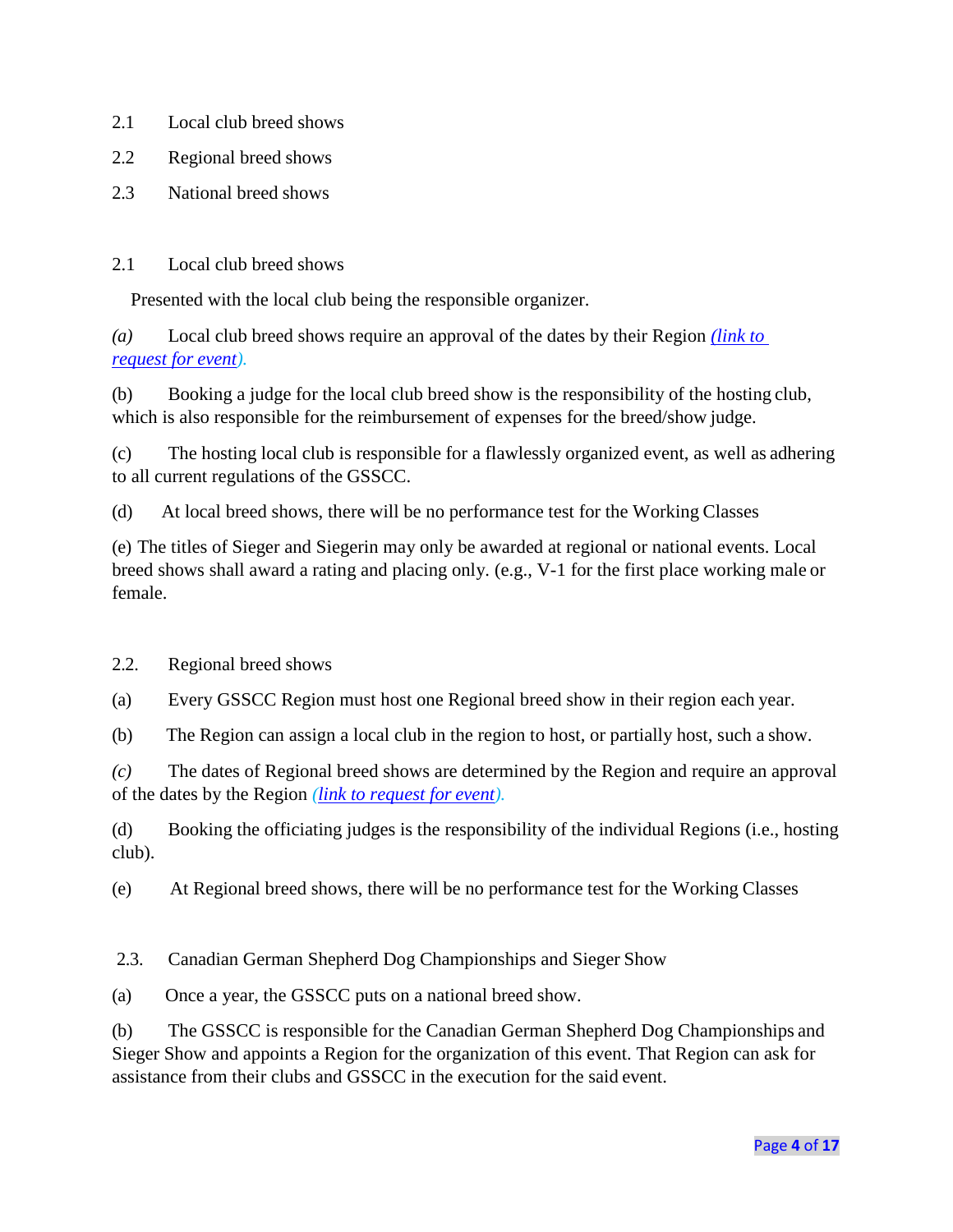2.1 Local club breed shows

2.2 Regional breed shows

2.3 National breed shows

## 2.1 Local club breed shows

Presented with the local club being the responsible organizer.

*(a)* Local club breed shows require an approval of the dates by their Region *(link to request for event).*

(b) Booking a judge for the local club breed show is the responsibility of the hosting club, which is also responsible for the reimbursement of expenses for the breed/show judge.

(c) The hosting local club is responsible for a flawlessly organized event, as well as adhering to all current regulations of the GSSCC.

(d) At local breed shows, there will be no performance test for the Working Classes

(e) The titles of Sieger and Siegerin may only be awarded at regional or national events. Local breed shows shall award a rating and placing only. (e.g., V-1 for the first place working male or female.

## 2.2. Regional breed shows

(a) Every GSSCC Region must host one Regional breed show in their region each year.

(b) The Region can assign a local club in the region to host, or partially host, such a show.

*(c)* The dates of Regional breed shows are determined by the Region and require an approval of the dates by the Region *(link to request for event).*

(d) Booking the officiating judges is the responsibility of the individual Regions (i.e., hosting club).

(e) At Regional breed shows, there will be no performance test for the Working Classes

## 2.3. Canadian German Shepherd Dog Championships and Sieger Show

(a) Once a year, the GSSCC puts on a national breed show.

(b) The GSSCC is responsible for the Canadian German Shepherd Dog Championships and Sieger Show and appoints a Region for the organization of this event. That Region can ask for assistance from their clubs and GSSCC in the execution for the said event.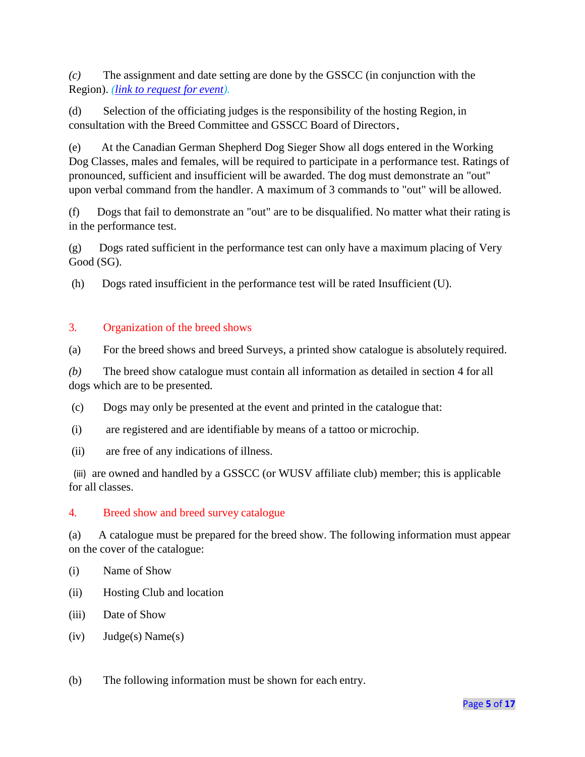*(c)* The assignment and date setting are done by the GSSCC (in conjunction with the Region). *(link to request for event).*

(d) Selection of the officiating judges is the responsibility of the hosting Region, in consultation with the Breed Committee and GSSCC Board of Directors.

(e) At the Canadian German Shepherd Dog Sieger Show all dogs entered in the Working Dog Classes, males and females, will be required to participate in a performance test. Ratings of pronounced, sufficient and insufficient will be awarded. The dog must demonstrate an "out" upon verbal command from the handler. A maximum of 3 commands to "out" will be allowed.

(f) Dogs that fail to demonstrate an "out" are to be disqualified. No matter what their rating is in the performance test.

(g) Dogs rated sufficient in the performance test can only have a maximum placing of Very Good (SG).

(h) Dogs rated insufficient in the performance test will be rated Insufficient (U).

## 3. Organization of the breed shows

(a) For the breed shows and breed Surveys, a printed show catalogue is absolutely required.

*(b)* The breed show catalogue must contain all information as detailed in section 4 for all dogs which are to be presented.

(c) Dogs may only be presented at the event and printed in the catalogue that:

(i) are registered and are identifiable by means of a tattoo or microchip.

(ii) are free of any indications of illness.

(iii) are owned and handled by a GSSCC (or WUSV affiliate club) member; this is applicable for all classes.

## 4. Breed show and breed survey catalogue

(a) A catalogue must be prepared for the breed show. The following information must appear on the cover of the catalogue:

(i) Name of Show

(ii) Hosting Club and location

(iii) Date of Show

(iv) Judge(s) Name(s)

(b) The following information must be shown for each entry.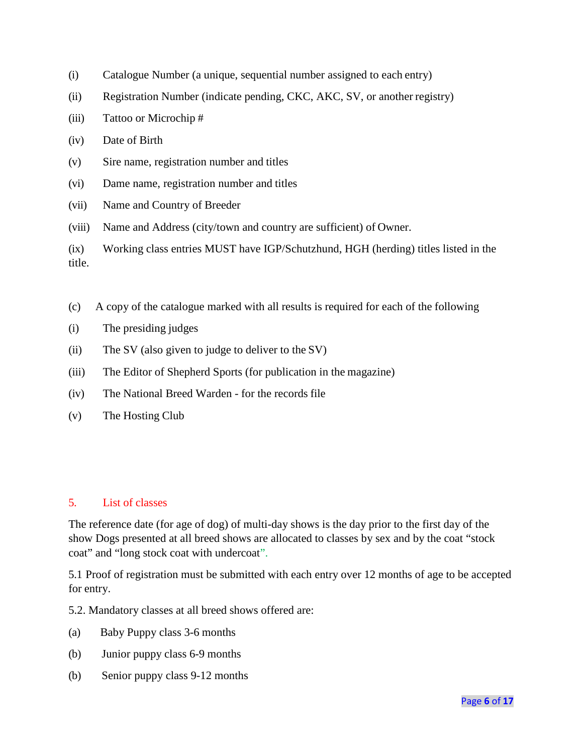(i) Catalogue Number (a unique, sequential number assigned to each entry)

(ii) Registration Number (indicate pending, CKC, AKC, SV, or another registry)

(iii) Tattoo or Microchip #

(iv) Date of Birth

(v) Sire name, registration number and titles

(vi) Dame name, registration number and titles

(vii) Name and Country of Breeder

(viii) Name and Address (city/town and country are sufficient) of Owner.

(ix) Working class entries MUST have IGP/Schutzhund, HGH (herding) titles listed in the title.

(c) A copy of the catalogue marked with all results is required for each of the following

(i) The presiding judges

(ii) The SV (also given to judge to deliver to the SV)

(iii) The Editor of Shepherd Sports (for publication in the magazine)

(iv) The National Breed Warden - for the records file

(v) The Hosting Club

## 5. List of classes

The reference date (for age of dog) of multi-day shows is the day prior to the first day of the show Dogs presented at all breed shows are allocated to classes by sex and by the coat "stock coat" and "long stock coat with undercoat".

5.1 Proof of registration must be submitted with each entry over 12 months of age to be accepted for entry.

5.2. Mandatory classes at all breed shows offered are:

(a) Baby Puppy class 3-6 months

(b) Junior puppy class 6-9 months

(b) Senior puppy class 9-12 months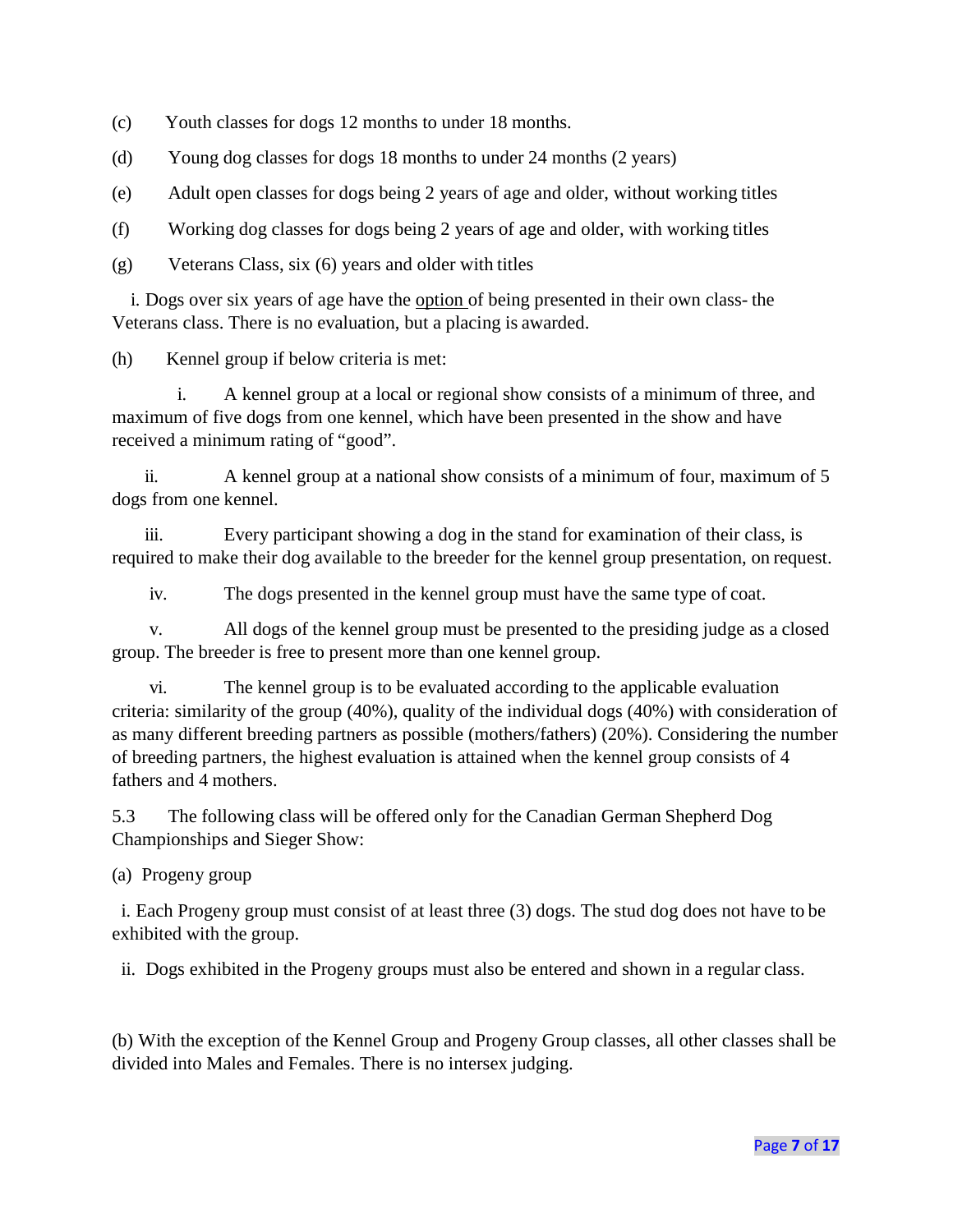(c) Youth classes for dogs 12 months to under 18 months.

(d) Young dog classes for dogs 18 months to under 24 months (2 years)

(e) Adult open classes for dogs being 2 years of age and older, without working titles

(f) Working dog classes for dogs being 2 years of age and older, with working titles

(g) Veterans Class, six (6) years and older with titles

i. Dogs over six years of age have the <u>option</u> of being presented in their own class- the Veterans class. There is no evaluation, but a placing is awarded.

(h) Kennel group if below criteria is met:

i. A kennel group at a local or regional show consists of a minimum of three, and maximum of five dogs from one kennel, which have been presented in the show and have received a minimum rating of "good".

ii. A kennel group at a national show consists of a minimum of four, maximum of 5 dogs from one kennel.

iii. Every participant showing a dog in the stand for examination of their class, is required to make their dog available to the breeder for the kennel group presentation, on request.

iv. The dogs presented in the kennel group must have the same type of coat.

v. All dogs of the kennel group must be presented to the presiding judge as a closed group. The breeder is free to present more than one kennel group.

vi. The kennel group is to be evaluated according to the applicable evaluation criteria: similarity of the group (40%), quality of the individual dogs (40%) with consideration of as many different breeding partners as possible (mothers/fathers) (20%). Considering the number of breeding partners, the highest evaluation is attained when the kennel group consists of 4 fathers and 4 mothers.

5.3 The following class will be offered only for the Canadian German Shepherd Dog Championships and Sieger Show:

(a) Progeny group

i. Each Progeny group must consist of at least three (3) dogs. The stud dog does not have to be exhibited with the group.

ii. Dogs exhibited in the Progeny groups must also be entered and shown in a regular class.

(b) With the exception of the Kennel Group and Progeny Group classes, all other classes shall be divided into Males and Females. There is no intersex judging.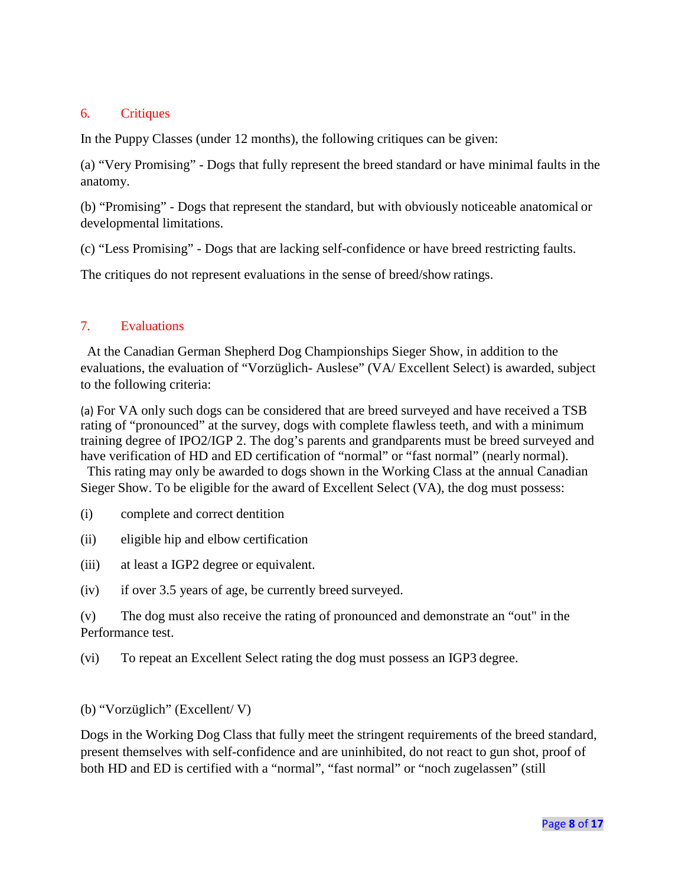## 6. Critiques

In the Puppy Classes (under 12 months), the following critiques can be given:

(a) “Very Promising” - Dogs that fully represent the breed standard or have minimal faults in the anatomy.

(b) “Promising” - Dogs that represent the standard, but with obviously noticeable anatomical or developmental limitations.

(c) “Less Promising” - Dogs that are lacking self-confidence or have breed restricting faults.

The critiques do not represent evaluations in the sense of breed/show ratings.

## 7. Evaluations

At the Canadian German Shepherd Dog Championships Sieger Show, in addition to the evaluations, the evaluation of “Vorzüglich- Auslese” (VA/ Excellent Select) is awarded, subject to the following criteria:

(a) For VA only such dogs can be considered that are breed surveyed and have received a TSB rating of “pronounced” at the survey, dogs with complete flawless teeth, and with a minimum training degree of IPO2/IGP 2. The dog’s parents and grandparents must be breed surveyed and have verification of HD and ED certification of “normal” or “fast normal” (nearly normal).
This rating may only be awarded to dogs shown in the Working Class at the annual Canadian Sieger Show. To be eligible for the award of Excellent Select (VA), the dog must possess:

(i) complete and correct dentition

(ii) eligible hip and elbow certification

(iii) at least a IGP2 degree or equivalent.

(iv) if over 3.5 years of age, be currently breed surveyed.

(v) The dog must also receive the rating of pronounced and demonstrate an “out" in the Performance test.

(vi) To repeat an Excellent Select rating the dog must possess an IGP3 degree.

(b) “Vorzüglich” (Excellent/ V)

Dogs in the Working Dog Class that fully meet the stringent requirements of the breed standard, present themselves with self-confidence and are uninhibited, do not react to gun shot, proof of both HD and ED is certified with a “normal”, “fast normal” or “noch zugelassen” (still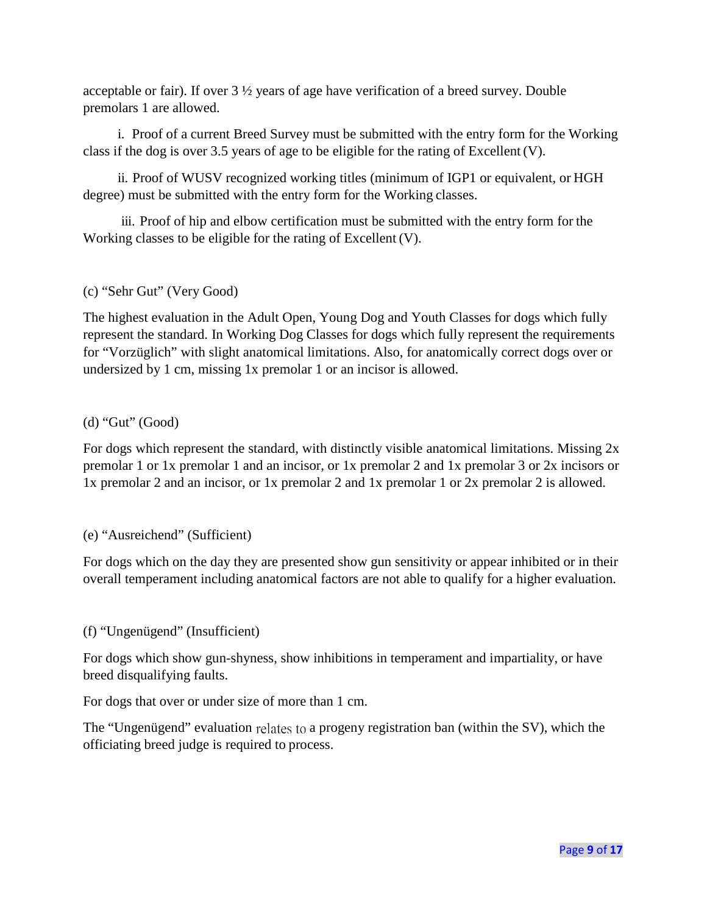acceptable or fair). If over 3 ½ years of age have verification of a breed survey. Double premolars 1 are allowed.

i. Proof of a current Breed Survey must be submitted with the entry form for the Working class if the dog is over 3.5 years of age to be eligible for the rating of Excellent (V).

ii. Proof of WUSV recognized working titles (minimum of IGP1 or equivalent, or HGH degree) must be submitted with the entry form for the Working classes.

iii. Proof of hip and elbow certification must be submitted with the entry form for the Working classes to be eligible for the rating of Excellent (V).

(c) "Sehr Gut" (Very Good)

The highest evaluation in the Adult Open, Young Dog and Youth Classes for dogs which fully represent the standard. In Working Dog Classes for dogs which fully represent the requirements for "Vorzüglich" with slight anatomical limitations. Also, for anatomically correct dogs over or undersized by 1 cm, missing 1x premolar 1 or an incisor is allowed.

(d) "Gut" (Good)

For dogs which represent the standard, with distinctly visible anatomical limitations. Missing 2x premolar 1 or 1x premolar 1 and an incisor, or 1x premolar 2 and 1x premolar 3 or 2x incisors or 1x premolar 2 and an incisor, or 1x premolar 2 and 1x premolar 1 or 2x premolar 2 is allowed.

(e) "Ausreichend" (Sufficient)

For dogs which on the day they are presented show gun sensitivity or appear inhibited or in their overall temperament including anatomical factors are not able to qualify for a higher evaluation.

(f) "Ungenügend" (Insufficient)

For dogs which show gun-shyness, show inhibitions in temperament and impartiality, or have breed disqualifying faults.

For dogs that over or under size of more than 1 cm.

The "Ungenügend" evaluation relates to a progeny registration ban (within the SV), which the officiating breed judge is required to process.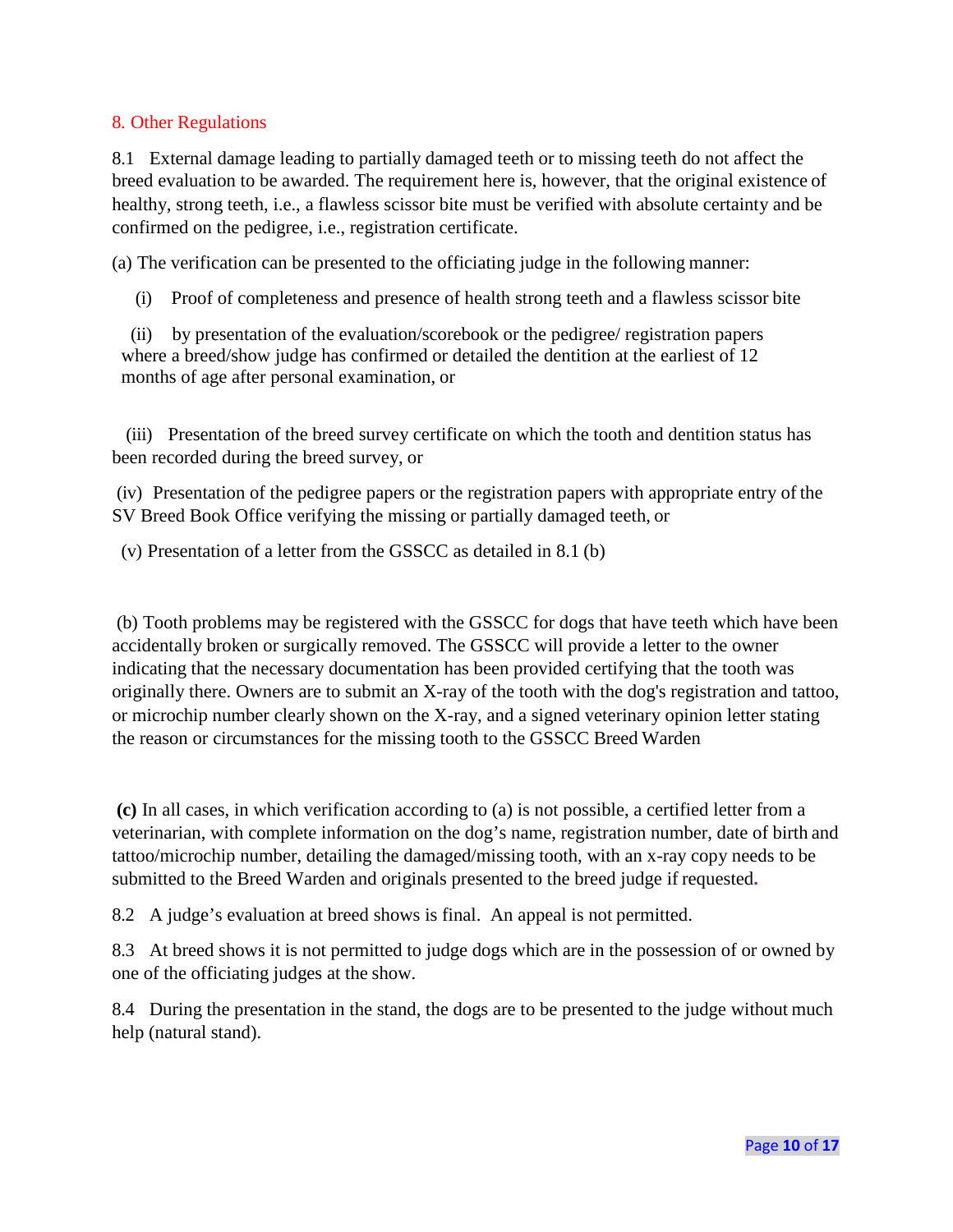## 8. Other Regulations

8.1 External damage leading to partially damaged teeth or to missing teeth do not affect the breed evaluation to be awarded. The requirement here is, however, that the original existence of healthy, strong teeth, i.e., a flawless scissor bite must be verified with absolute certainty and be confirmed on the pedigree, i.e., registration certificate.

(a) The verification can be presented to the officiating judge in the following manner:

(i) Proof of completeness and presence of health strong teeth and a flawless scissor bite

(ii) by presentation of the evaluation/scorebook or the pedigree/ registration papers where a breed/show judge has confirmed or detailed the dentition at the earliest of 12 months of age after personal examination, or

(iii) Presentation of the breed survey certificate on which the tooth and dentition status has been recorded during the breed survey, or

(iv) Presentation of the pedigree papers or the registration papers with appropriate entry of the SV Breed Book Office verifying the missing or partially damaged teeth, or

(v) Presentation of a letter from the GSSCC as detailed in 8.1 (b)

(b) Tooth problems may be registered with the GSSCC for dogs that have teeth which have been accidentally broken or surgically removed. The GSSCC will provide a letter to the owner indicating that the necessary documentation has been provided certifying that the tooth was originally there. Owners are to submit an X-ray of the tooth with the dog's registration and tattoo, or microchip number clearly shown on the X-ray, and a signed veterinary opinion letter stating the reason or circumstances for the missing tooth to the GSSCC Breed Warden

**(c)** In all cases, in which verification according to (a) is not possible, a certified letter from a veterinarian, with complete information on the dog's name, registration number, date of birth and tattoo/microchip number, detailing the damaged/missing tooth, with an x-ray copy needs to be submitted to the Breed Warden and originals presented to the breed judge if requested.

8.2 A judge's evaluation at breed shows is final. An appeal is not permitted.

8.3 At breed shows it is not permitted to judge dogs which are in the possession of or owned by one of the officiating judges at the show.

8.4 During the presentation in the stand, the dogs are to be presented to the judge without much help (natural stand).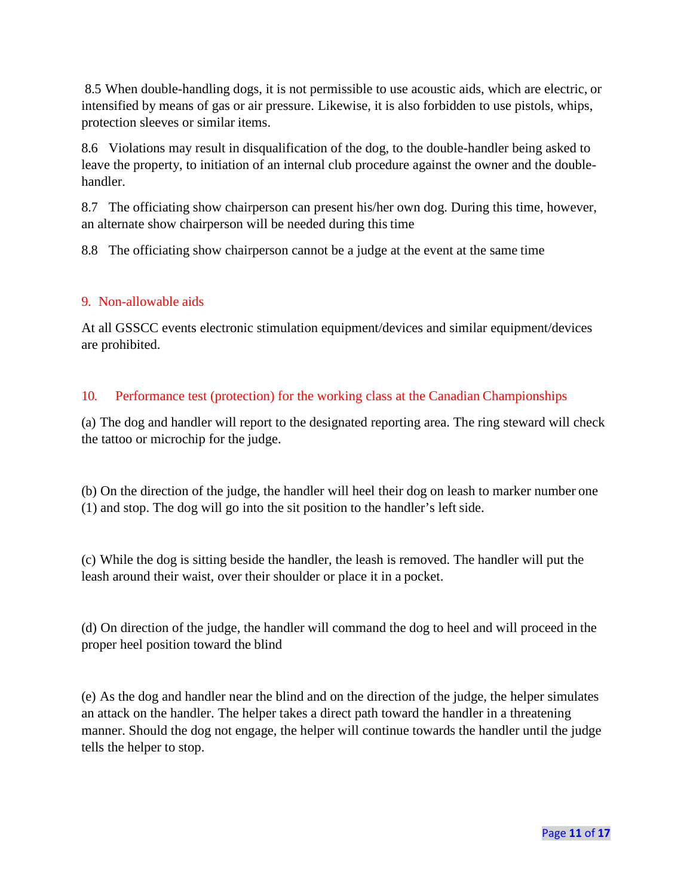8.5 When double-handling dogs, it is not permissible to use acoustic aids, which are electric, or intensified by means of gas or air pressure. Likewise, it is also forbidden to use pistols, whips, protection sleeves or similar items.

8.6 Violations may result in disqualification of the dog, to the double-handler being asked to leave the property, to initiation of an internal club procedure against the owner and the double-handler.

8.7 The officiating show chairperson can present his/her own dog. During this time, however, an alternate show chairperson will be needed during this time

8.8 The officiating show chairperson cannot be a judge at the event at the same time

## 9. Non-allowable aids

At all GSSCC events electronic stimulation equipment/devices and similar equipment/devices are prohibited.

## 10. Performance test (protection) for the working class at the Canadian Championships

(a) The dog and handler will report to the designated reporting area. The ring steward will check the tattoo or microchip for the judge.

(b) On the direction of the judge, the handler will heel their dog on leash to marker number one (1) and stop. The dog will go into the sit position to the handler's left side.

(c) While the dog is sitting beside the handler, the leash is removed. The handler will put the leash around their waist, over their shoulder or place it in a pocket.

(d) On direction of the judge, the handler will command the dog to heel and will proceed in the proper heel position toward the blind

(e) As the dog and handler near the blind and on the direction of the judge, the helper simulates an attack on the handler. The helper takes a direct path toward the handler in a threatening manner. Should the dog not engage, the helper will continue towards the handler until the judge tells the helper to stop.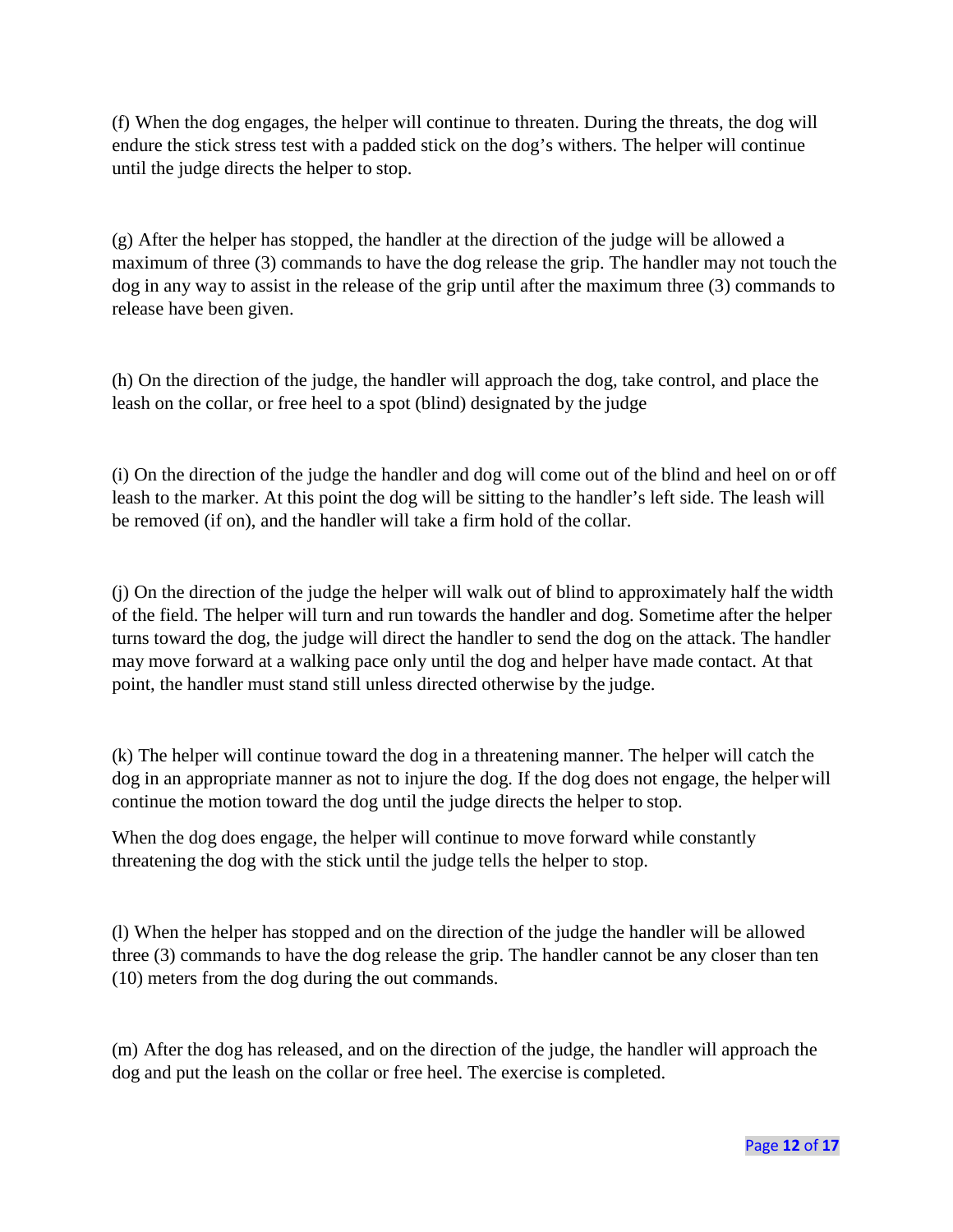(f) When the dog engages, the helper will continue to threaten. During the threats, the dog will endure the stick stress test with a padded stick on the dog's withers. The helper will continue until the judge directs the helper to stop.

(g) After the helper has stopped, the handler at the direction of the judge will be allowed a maximum of three (3) commands to have the dog release the grip. The handler may not touch the dog in any way to assist in the release of the grip until after the maximum three (3) commands to release have been given.

(h) On the direction of the judge, the handler will approach the dog, take control, and place the leash on the collar, or free heel to a spot (blind) designated by the judge

(i) On the direction of the judge the handler and dog will come out of the blind and heel on or off leash to the marker. At this point the dog will be sitting to the handler's left side. The leash will be removed (if on), and the handler will take a firm hold of the collar.

(j) On the direction of the judge the helper will walk out of blind to approximately half the width of the field. The helper will turn and run towards the handler and dog. Sometime after the helper turns toward the dog, the judge will direct the handler to send the dog on the attack. The handler may move forward at a walking pace only until the dog and helper have made contact. At that point, the handler must stand still unless directed otherwise by the judge.

(k) The helper will continue toward the dog in a threatening manner. The helper will catch the dog in an appropriate manner as not to injure the dog. If the dog does not engage, the helper will continue the motion toward the dog until the judge directs the helper to stop.

When the dog does engage, the helper will continue to move forward while constantly threatening the dog with the stick until the judge tells the helper to stop.

(l) When the helper has stopped and on the direction of the judge the handler will be allowed three (3) commands to have the dog release the grip. The handler cannot be any closer than ten (10) meters from the dog during the out commands.

(m) After the dog has released, and on the direction of the judge, the handler will approach the dog and put the leash on the collar or free heel. The exercise is completed.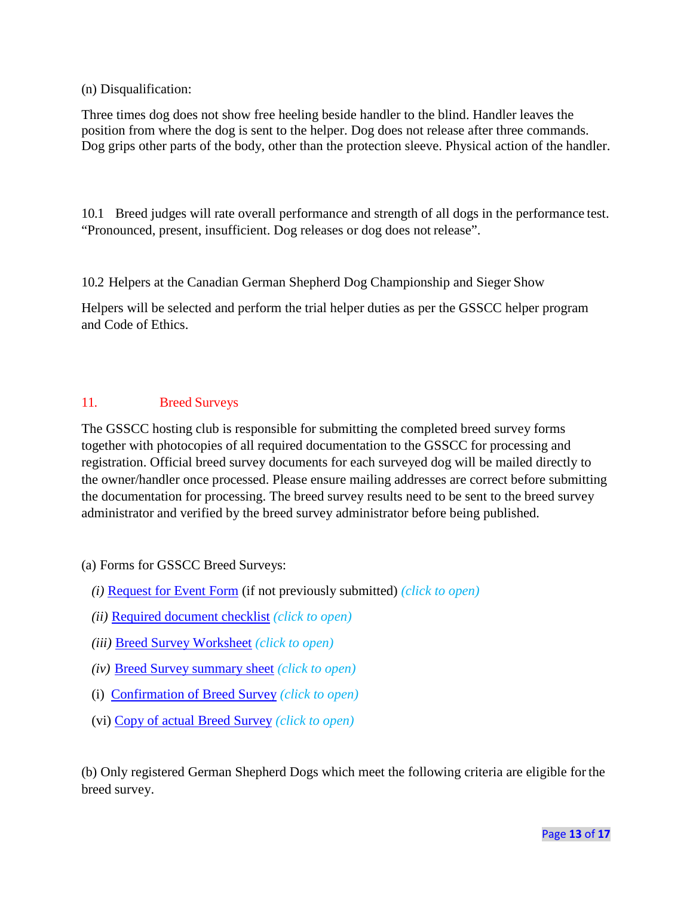(n) Disqualification:

Three times dog does not show free heeling beside handler to the blind. Handler leaves the position from where the dog is sent to the helper. Dog does not release after three commands. Dog grips other parts of the body, other than the protection sleeve. Physical action of the handler.

10.1 Breed judges will rate overall performance and strength of all dogs in the performance test. “Pronounced, present, insufficient. Dog releases or dog does not release”.

10.2 Helpers at the Canadian German Shepherd Dog Championship and Sieger Show

Helpers will be selected and perform the trial helper duties as per the GSSCC helper program and Code of Ethics.

## 11. Breed Surveys

The GSSCC hosting club is responsible for submitting the completed breed survey forms together with photocopies of all required documentation to the GSSCC for processing and registration. Official breed survey documents for each surveyed dog will be mailed directly to the owner/handler once processed. Please ensure mailing addresses are correct before submitting the documentation for processing. The breed survey results need to be sent to the breed survey administrator and verified by the breed survey administrator before being published.

(a) Forms for GSSCC Breed Surveys:

*(i)* Request for Event Form (if not previously submitted) *(click to open)*

*(ii)* Required document checklist *(click to open)*

*(iii)* Breed Survey Worksheet *(click to open)*

*(iv)* Breed Survey summary sheet *(click to open)*

(i) Confirmation of Breed Survey *(click to open)*

(vi) Copy of actual Breed Survey *(click to open)*

(b) Only registered German Shepherd Dogs which meet the following criteria are eligible for the breed survey.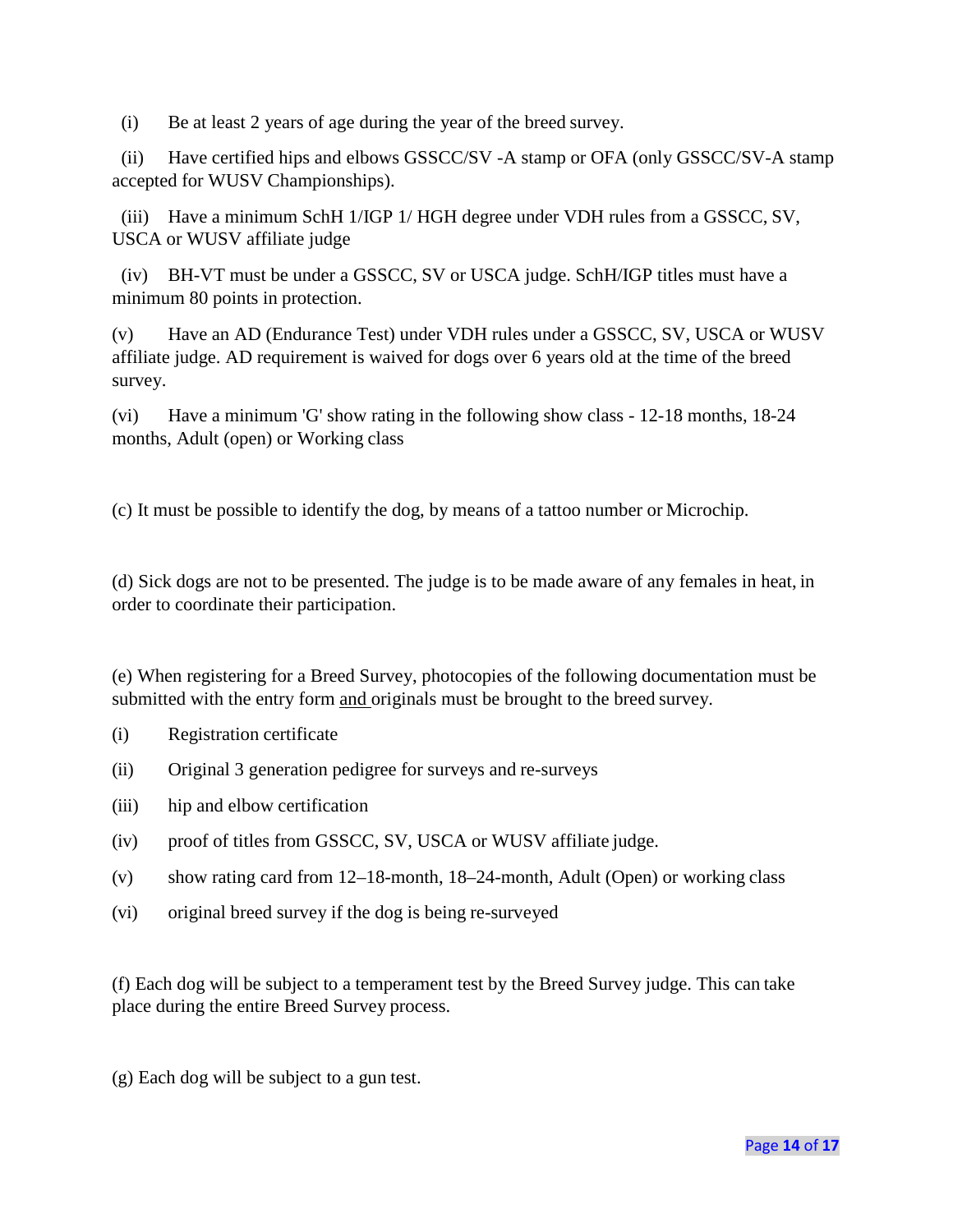(i) Be at least 2 years of age during the year of the breed survey.

(ii) Have certified hips and elbows GSSCC/SV -A stamp or OFA (only GSSCC/SV-A stamp accepted for WUSV Championships).

(iii) Have a minimum SchH 1/IGP 1/ HGH degree under VDH rules from a GSSCC, SV, USCA or WUSV affiliate judge

(iv) BH-VT must be under a GSSCC, SV or USCA judge. SchH/IGP titles must have a minimum 80 points in protection.

(v) Have an AD (Endurance Test) under VDH rules under a GSSCC, SV, USCA or WUSV affiliate judge. AD requirement is waived for dogs over 6 years old at the time of the breed survey.

(vi) Have a minimum 'G' show rating in the following show class - 12-18 months, 18-24 months, Adult (open) or Working class

(c) It must be possible to identify the dog, by means of a tattoo number or Microchip.

(d) Sick dogs are not to be presented. The judge is to be made aware of any females in heat, in order to coordinate their participation.

(e) When registering for a Breed Survey, photocopies of the following documentation must be submitted with the entry form <u>and</u> originals must be brought to the breed survey.

(i) Registration certificate

(ii) Original 3 generation pedigree for surveys and re-surveys

(iii) hip and elbow certification

(iv) proof of titles from GSSCC, SV, USCA or WUSV affiliate judge.

(v) show rating card from 12–18-month, 18–24-month, Adult (Open) or working class

(vi) original breed survey if the dog is being re-surveyed

(f) Each dog will be subject to a temperament test by the Breed Survey judge. This can take place during the entire Breed Survey process.

(g) Each dog will be subject to a gun test.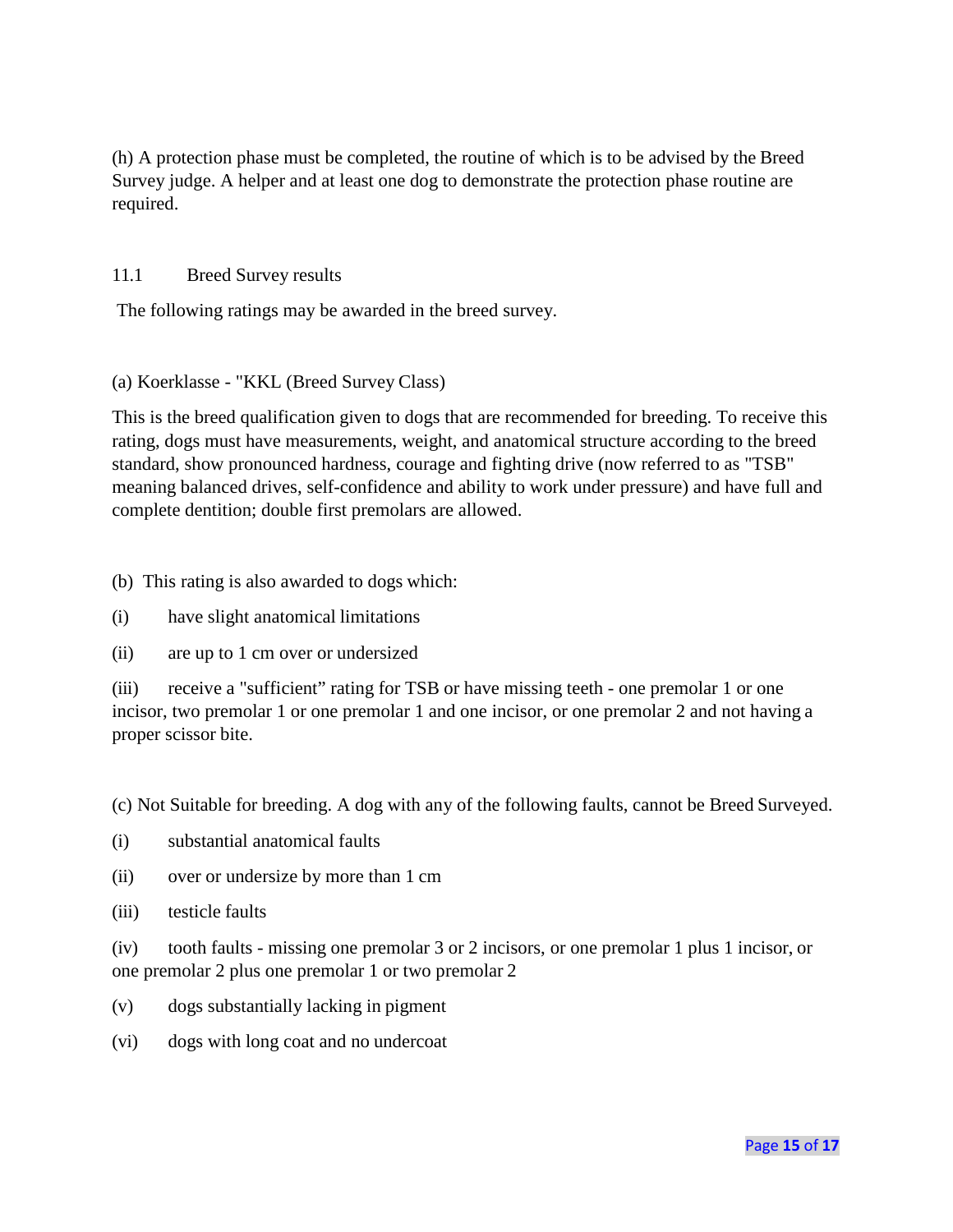(h) A protection phase must be completed, the routine of which is to be advised by the Breed Survey judge. A helper and at least one dog to demonstrate the protection phase routine are required.

## 11.1 Breed Survey results

The following ratings may be awarded in the breed survey.

(a) Koerklasse - "KKL (Breed Survey Class)

This is the breed qualification given to dogs that are recommended for breeding. To receive this rating, dogs must have measurements, weight, and anatomical structure according to the breed standard, show pronounced hardness, courage and fighting drive (now referred to as "TSB" meaning balanced drives, self-confidence and ability to work under pressure) and have full and complete dentition; double first premolars are allowed.

(b) This rating is also awarded to dogs which:

(i) have slight anatomical limitations

(ii) are up to 1 cm over or undersized

(iii) receive a "sufficient" rating for TSB or have missing teeth - one premolar 1 or one incisor, two premolar 1 or one premolar 1 and one incisor, or one premolar 2 and not having a proper scissor bite.

(c) Not Suitable for breeding. A dog with any of the following faults, cannot be Breed Surveyed.

(i) substantial anatomical faults

(ii) over or undersize by more than 1 cm

(iii) testicle faults

(iv) tooth faults - missing one premolar 3 or 2 incisors, or one premolar 1 plus 1 incisor, or one premolar 2 plus one premolar 1 or two premolar 2

(v) dogs substantially lacking in pigment

(vi) dogs with long coat and no undercoat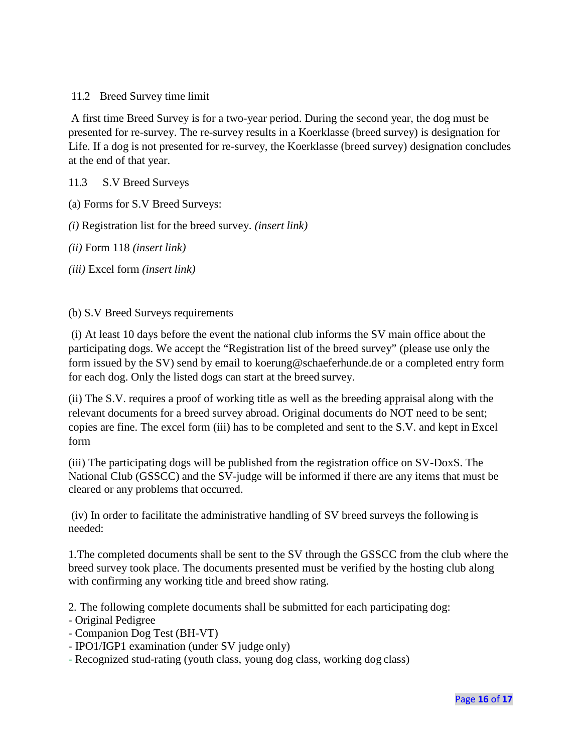### 11.2 Breed Survey time limit

A first time Breed Survey is for a two-year period. During the second year, the dog must be presented for re-survey. The re-survey results in a Koerklasse (breed survey) is designation for Life. If a dog is not presented for re-survey, the Koerklasse (breed survey) designation concludes at the end of that year.

### 11.3 S.V Breed Surveys

(a) Forms for S.V Breed Surveys:

*(i)* Registration list for the breed survey. *(insert link)*

*(ii)* Form 118 *(insert link)*

*(iii)* Excel form *(insert link)*

(b) S.V Breed Surveys requirements

(i) At least 10 days before the event the national club informs the SV main office about the participating dogs. We accept the "Registration list of the breed survey" (please use only the form issued by the SV) send by email to koerung@schaeferhunde.de or a completed entry form for each dog. Only the listed dogs can start at the breed survey.

(ii) The S.V. requires a proof of working title as well as the breeding appraisal along with the relevant documents for a breed survey abroad. Original documents do NOT need to be sent; copies are fine. The excel form (iii) has to be completed and sent to the S.V. and kept in Excel form

(iii) The participating dogs will be published from the registration office on SV-DoxS. The National Club (GSSCC) and the SV-judge will be informed if there are any items that must be cleared or any problems that occurred.

(iv) In order to facilitate the administrative handling of SV breed surveys the following is needed:

1.The completed documents shall be sent to the SV through the GSSCC from the club where the breed survey took place. The documents presented must be verified by the hosting club along with confirming any working title and breed show rating.

2. The following complete documents shall be submitted for each participating dog:
- Original Pedigree
- Companion Dog Test (BH-VT)
- IPO1/IGP1 examination (under SV judge only)
- Recognized stud-rating (youth class, young dog class, working dog class)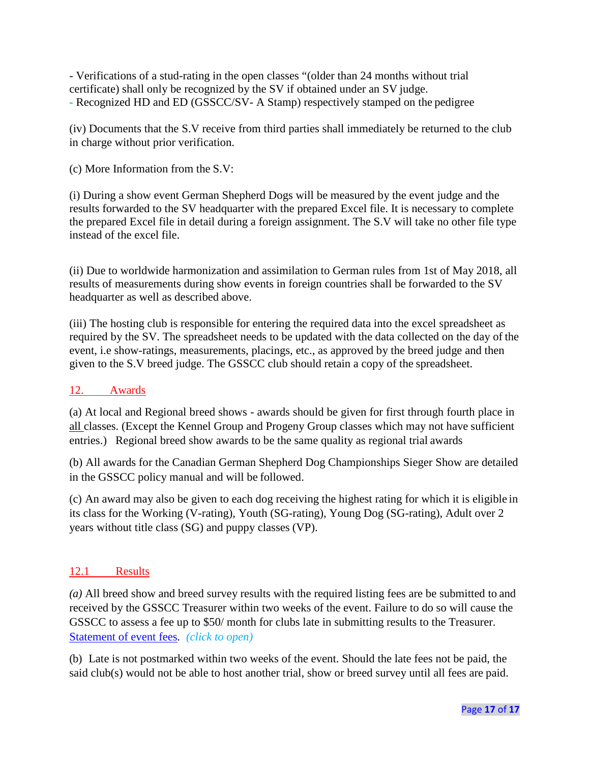- Verifications of a stud-rating in the open classes "(older than 24 months without trial certificate) shall only be recognized by the SV if obtained under an SV judge.
- Recognized HD and ED (GSSCC/SV- A Stamp) respectively stamped on the pedigree

(iv) Documents that the S.V receive from third parties shall immediately be returned to the club in charge without prior verification.

(c) More Information from the S.V:

(i) During a show event German Shepherd Dogs will be measured by the event judge and the results forwarded to the SV headquarter with the prepared Excel file. It is necessary to complete the prepared Excel file in detail during a foreign assignment. The S.V will take no other file type instead of the excel file.

(ii) Due to worldwide harmonization and assimilation to German rules from 1st of May 2018, all results of measurements during show events in foreign countries shall be forwarded to the SV headquarter as well as described above.

(iii) The hosting club is responsible for entering the required data into the excel spreadsheet as required by the SV. The spreadsheet needs to be updated with the data collected on the day of the event, i.e show-ratings, measurements, placings, etc., as approved by the breed judge and then given to the S.V breed judge. The GSSCC club should retain a copy of the spreadsheet.

## 12. Awards

(a) At local and Regional breed shows - awards should be given for first through fourth place in all classes. (Except the Kennel Group and Progeny Group classes which may not have sufficient entries.) Regional breed show awards to be the same quality as regional trial awards

(b) All awards for the Canadian German Shepherd Dog Championships Sieger Show are detailed in the GSSCC policy manual and will be followed.

(c) An award may also be given to each dog receiving the highest rating for which it is eligible in its class for the Working (V-rating), Youth (SG-rating), Young Dog (SG-rating), Adult over 2 years without title class (SG) and puppy classes (VP).

## 12.1 Results

*(a)* All breed show and breed survey results with the required listing fees are be submitted to and received by the GSSCC Treasurer within two weeks of the event. Failure to do so will cause the GSSCC to assess a fee up to $50/ month for clubs late in submitting results to the Treasurer. Statement of event fees. *(click to open)*

(b) Late is not postmarked within two weeks of the event. Should the late fees not be paid, the said club(s) would not be able to host another trial, show or breed survey until all fees are paid.